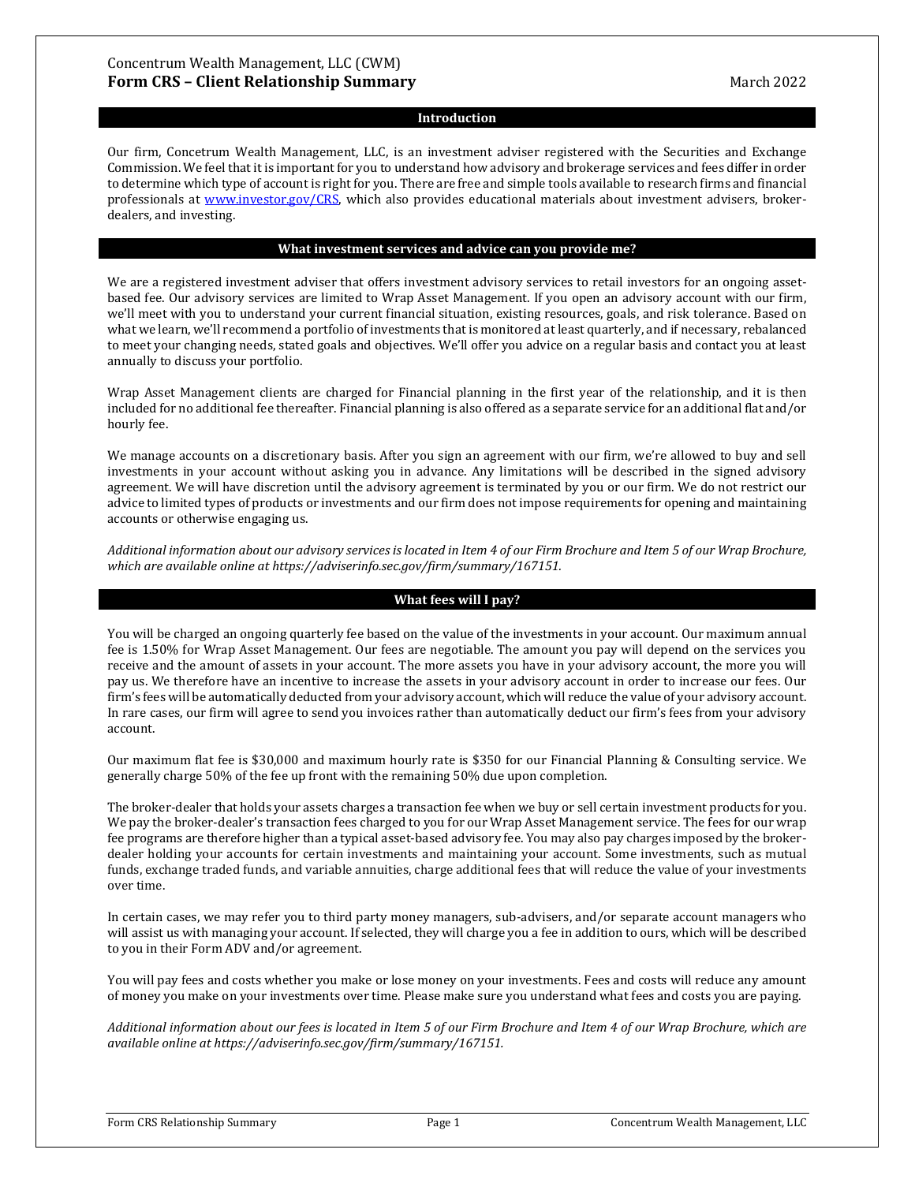Concentrum Wealth Management, LLC (CWM)

# Form CRS – Client Relationship Summary

March 2022

## Introduction

Our firm, Concetrum Wealth Management, LLC, is an investment adviser registered with the Securities and Exchange Commission. We feel that it is important for you to understand how advisory and brokerage services and fees differ in order to determine which type of account is right for you. There are free and simple tools available to research firms and financial professionals at [www.investor.gov/CRS](www.investor.gov/CRS), which also provides educational materials about investment advisers, broker-dealers, and investing.

## What investment services and advice can you provide me?

We are a registered investment adviser that offers investment advisory services to retail investors for an ongoing asset-based fee. Our advisory services are limited to Wrap Asset Management. If you open an advisory account with our firm, we'll meet with you to understand your current financial situation, existing resources, goals, and risk tolerance. Based on what we learn, we'll recommend a portfolio of investments that is monitored at least quarterly, and if necessary, rebalanced to meet your changing needs, stated goals and objectives. We'll offer you advice on a regular basis and contact you at least annually to discuss your portfolio.

Wrap Asset Management clients are charged for Financial planning in the first year of the relationship, and it is then included for no additional fee thereafter. Financial planning is also offered as a separate service for an additional flat and/or hourly fee.

We manage accounts on a discretionary basis. After you sign an agreement with our firm, we're allowed to buy and sell investments in your account without asking you in advance. Any limitations will be described in the signed advisory agreement. We will have discretion until the advisory agreement is terminated by you or our firm. We do not restrict our advice to limited types of products or investments and our firm does not impose requirements for opening and maintaining accounts or otherwise engaging us.

*Additional information about our advisory services is located in Item 4 of our Firm Brochure and Item 5 of our Wrap Brochure, which are available online at https://adviserinfo.sec.gov/firm/summary/167151.*

## What fees will I pay?

You will be charged an ongoing quarterly fee based on the value of the investments in your account. Our maximum annual fee is 1.50% for Wrap Asset Management. Our fees are negotiable. The amount you pay will depend on the services you receive and the amount of assets in your account. The more assets you have in your advisory account, the more you will pay us. We therefore have an incentive to increase the assets in your advisory account in order to increase our fees. Our firm's fees will be automatically deducted from your advisory account, which will reduce the value of your advisory account. In rare cases, our firm will agree to send you invoices rather than automatically deduct our firm's fees from your advisory account.

Our maximum flat fee is $30,000 and maximum hourly rate is $350 for our Financial Planning & Consulting service. We generally charge 50% of the fee up front with the remaining 50% due upon completion.

The broker-dealer that holds your assets charges a transaction fee when we buy or sell certain investment products for you. We pay the broker-dealer's transaction fees charged to you for our Wrap Asset Management service. The fees for our wrap fee programs are therefore higher than a typical asset-based advisory fee. You may also pay charges imposed by the broker-dealer holding your accounts for certain investments and maintaining your account. Some investments, such as mutual funds, exchange traded funds, and variable annuities, charge additional fees that will reduce the value of your investments over time.

In certain cases, we may refer you to third party money managers, sub-advisers, and/or separate account managers who will assist us with managing your account. If selected, they will charge you a fee in addition to ours, which will be described to you in their Form ADV and/or agreement.

You will pay fees and costs whether you make or lose money on your investments. Fees and costs will reduce any amount of money you make on your investments over time. Please make sure you understand what fees and costs you are paying.

*Additional information about our fees is located in Item 5 of our Firm Brochure and Item 4 of our Wrap Brochure, which are available online at https://adviserinfo.sec.gov/firm/summary/167151.*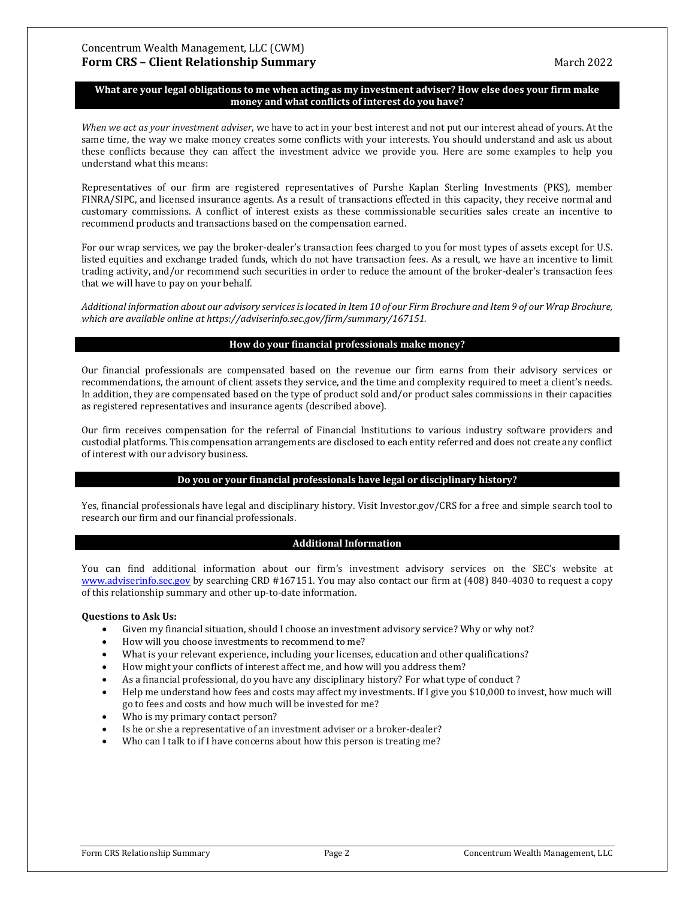## What are your legal obligations to me when acting as my investment adviser? How else does your firm make money and what conflicts of interest do you have?

*When we act as your investment adviser*, we have to act in your best interest and not put our interest ahead of yours. At the same time, the way we make money creates some conflicts with your interests. You should understand and ask us about these conflicts because they can affect the investment advice we provide you. Here are some examples to help you understand what this means:

Representatives of our firm are registered representatives of Purshe Kaplan Sterling Investments (PKS), member FINRA/SIPC, and licensed insurance agents. As a result of transactions effected in this capacity, they receive normal and customary commissions. A conflict of interest exists as these commissionable securities sales create an incentive to recommend products and transactions based on the compensation earned.

For our wrap services, we pay the broker-dealer's transaction fees charged to you for most types of assets except for U.S. listed equities and exchange traded funds, which do not have transaction fees. As a result, we have an incentive to limit trading activity, and/or recommend such securities in order to reduce the amount of the broker-dealer's transaction fees that we will have to pay on your behalf.

*Additional information about our advisory services is located in Item 10 of our Firm Brochure and Item 9 of our Wrap Brochure, which are available online at https://adviserinfo.sec.gov/firm/summary/167151.*

## How do your financial professionals make money?

Our financial professionals are compensated based on the revenue our firm earns from their advisory services or recommendations, the amount of client assets they service, and the time and complexity required to meet a client's needs. In addition, they are compensated based on the type of product sold and/or product sales commissions in their capacities as registered representatives and insurance agents (described above).

Our firm receives compensation for the referral of Financial Institutions to various industry software providers and custodial platforms. This compensation arrangements are disclosed to each entity referred and does not create any conflict of interest with our advisory business.

## Do you or your financial professionals have legal or disciplinary history?

Yes, financial professionals have legal and disciplinary history. Visit Investor.gov/CRS for a free and simple search tool to research our firm and our financial professionals.

## Additional Information

You can find additional information about our firm's investment advisory services on the SEC's website at [www.adviserinfo.sec.gov](www.adviserinfo.sec.gov) by searching CRD #167151. You may also contact our firm at (408) 840-4030 to request a copy of this relationship summary and other up-to-date information.

**Questions to Ask Us:**

- Given my financial situation, should I choose an investment advisory service? Why or why not?
- How will you choose investments to recommend to me?
- What is your relevant experience, including your licenses, education and other qualifications?
- How might your conflicts of interest affect me, and how will you address them?
- As a financial professional, do you have any disciplinary history? For what type of conduct ?
- Help me understand how fees and costs may affect my investments. If I give you $10,000 to invest, how much will go to fees and costs and how much will be invested for me?
- Who is my primary contact person?
- Is he or she a representative of an investment adviser or a broker-dealer?
- Who can I talk to if I have concerns about how this person is treating me?